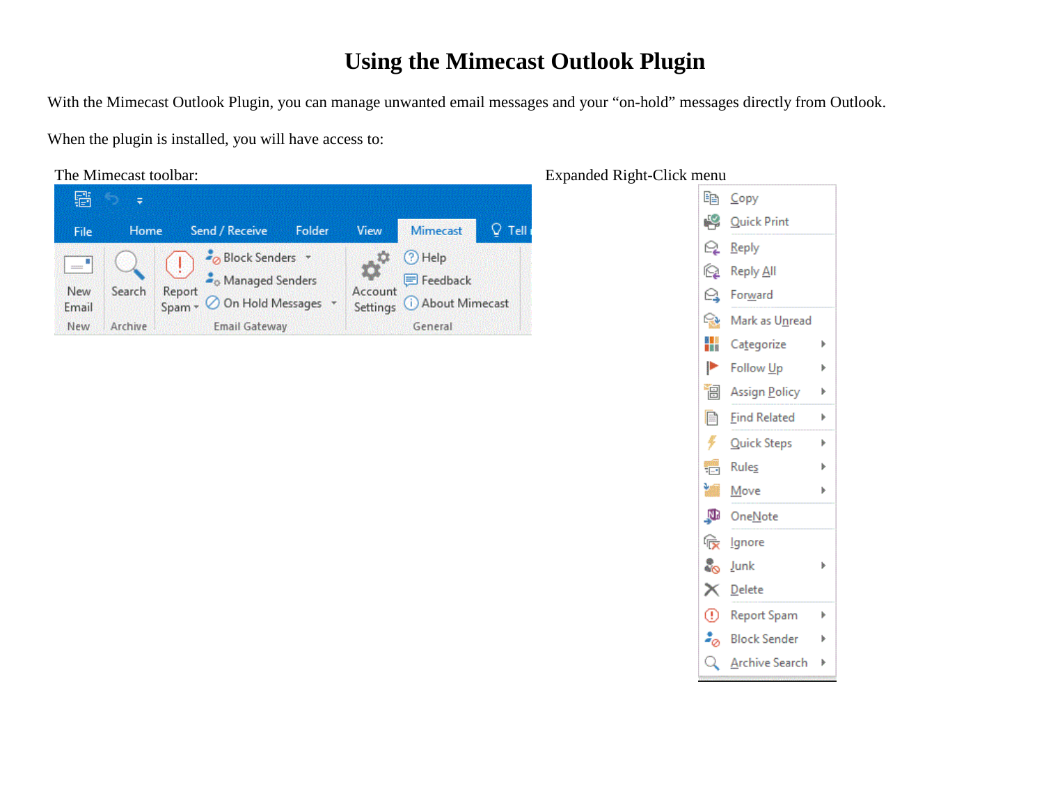# Using the Mimecast Outlook Plugin

With the Mimecast Outlook Plugin, you can manage unwanted email messages and your "on-hold" messages directly from Outlook.

When the plugin is installed, you will have access to:

The Mimecast toolbar:

Expanded Right-Click menu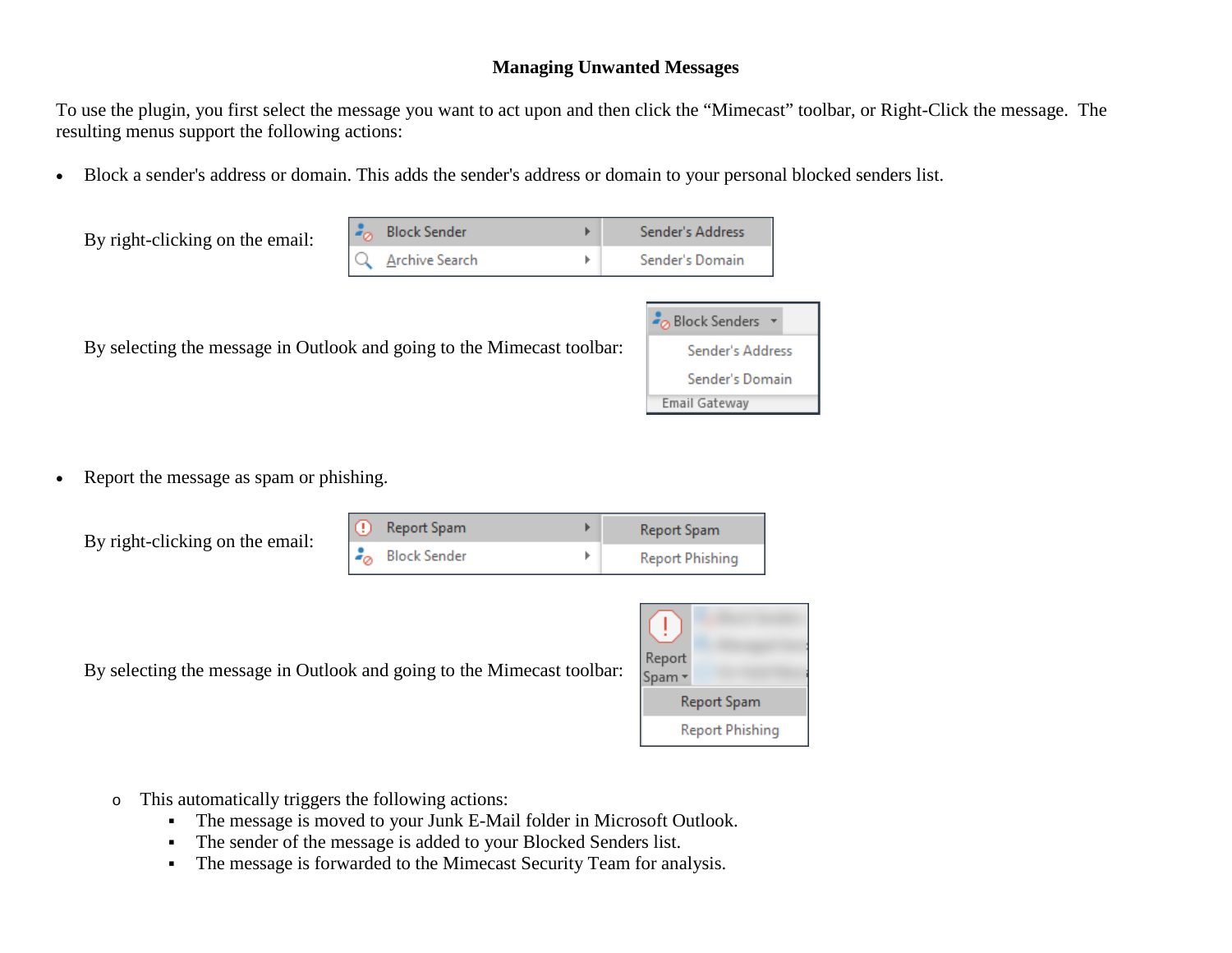# Managing Unwanted Messages

To use the plugin, you first select the message you want to act upon and then click the "Mimecast" toolbar, or Right-Click the message. The resulting menus support the following actions:

- Block a sender's address or domain. This adds the sender's address or domain to your personal blocked senders list.

  By right-clicking on the email:

  By selecting the message in Outlook and going to the Mimecast toolbar:

- Report the message as spam or phishing.

  By right-clicking on the email:

  By selecting the message in Outlook and going to the Mimecast toolbar:

  - This automatically triggers the following actions:
    - The message is moved to your Junk E-Mail folder in Microsoft Outlook.
    - The sender of the message is added to your Blocked Senders list.
    - The message is forwarded to the Mimecast Security Team for analysis.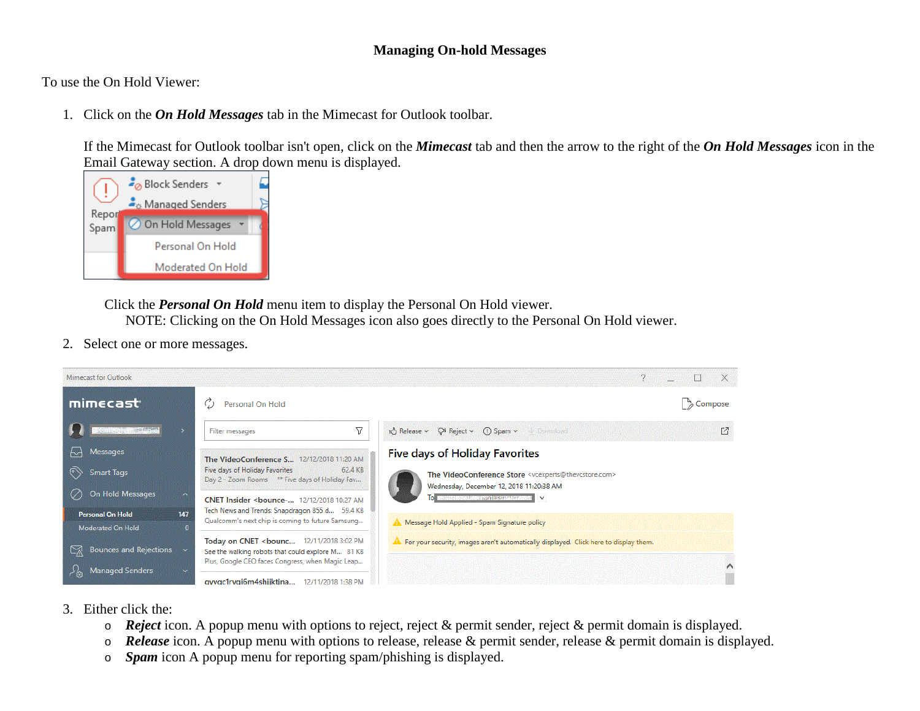**Managing On-hold Messages**

To use the On Hold Viewer:

1. Click on the ***On Hold Messages*** tab in the Mimecast for Outlook toolbar.

   If the Mimecast for Outlook toolbar isn't open, click on the ***Mimecast*** tab and then the arrow to the right of the ***On Hold Messages*** icon in the Email Gateway section. A drop down menu is displayed.

   Click the ***Personal On Hold*** menu item to display the Personal On Hold viewer.
   NOTE: Clicking on the On Hold Messages icon also goes directly to the Personal On Hold viewer.

2. Select one or more messages.

3. Either click the:
   - ***Reject*** icon. A popup menu with options to reject, reject & permit sender, reject & permit domain is displayed.
   - ***Release*** icon. A popup menu with options to release, release & permit sender, release & permit domain is displayed.
   - ***Spam*** icon A popup menu for reporting spam/phishing is displayed.